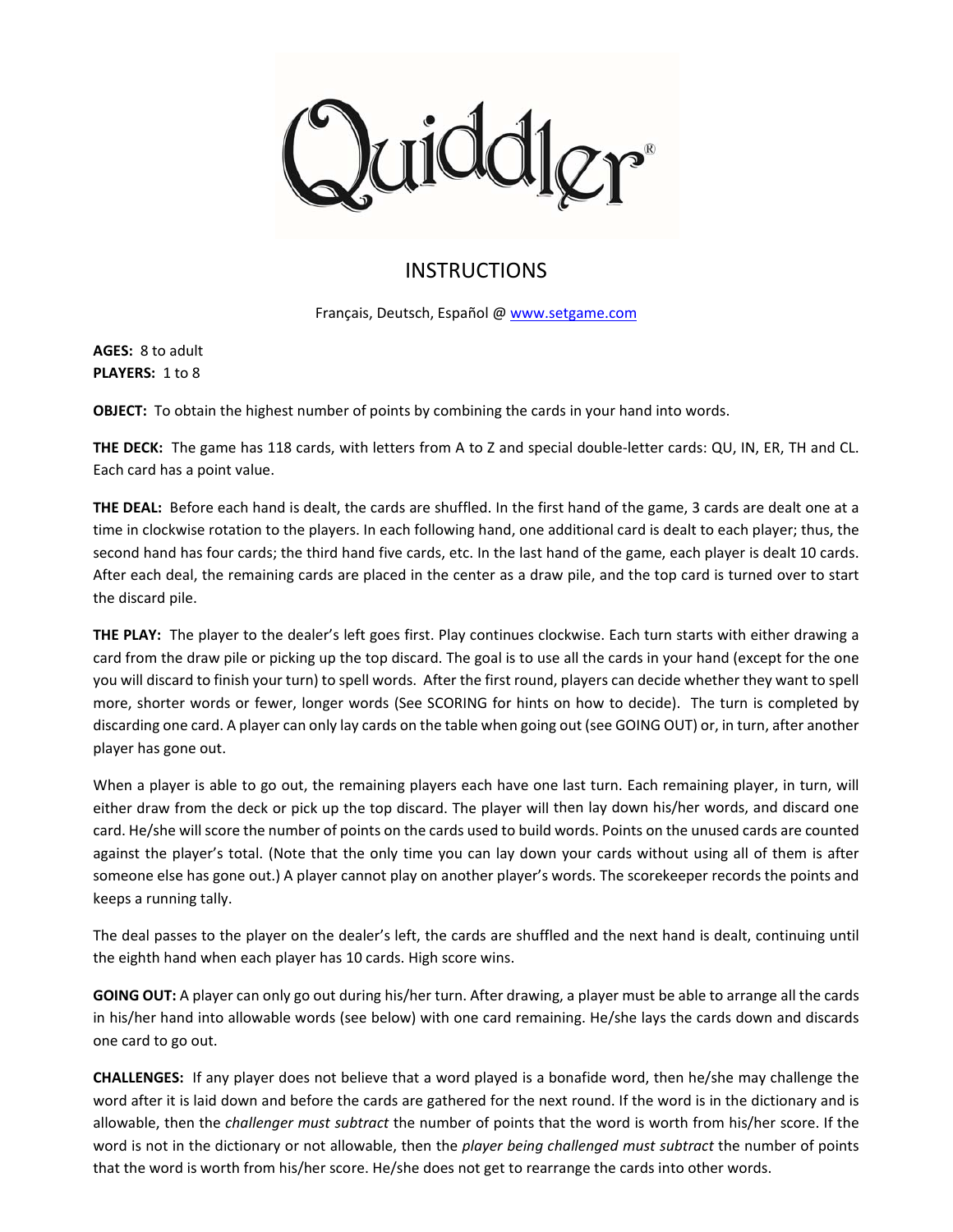# Quiddler®

## INSTRUCTIONS

Français, Deutsch, Español @ www.setgame.com

**AGES:** 8 to adult
**PLAYERS:** 1 to 8

**OBJECT:** To obtain the highest number of points by combining the cards in your hand into words.

**THE DECK:** The game has 118 cards, with letters from A to Z and special double-letter cards: QU, IN, ER, TH and CL. Each card has a point value.

**THE DEAL:** Before each hand is dealt, the cards are shuffled. In the first hand of the game, 3 cards are dealt one at a time in clockwise rotation to the players. In each following hand, one additional card is dealt to each player; thus, the second hand has four cards; the third hand five cards, etc. In the last hand of the game, each player is dealt 10 cards. After each deal, the remaining cards are placed in the center as a draw pile, and the top card is turned over to start the discard pile.

**THE PLAY:** The player to the dealer's left goes first. Play continues clockwise. Each turn starts with either drawing a card from the draw pile or picking up the top discard. The goal is to use all the cards in your hand (except for the one you will discard to finish your turn) to spell words. After the first round, players can decide whether they want to spell more, shorter words or fewer, longer words (See SCORING for hints on how to decide). The turn is completed by discarding one card. A player can only lay cards on the table when going out (see GOING OUT) or, in turn, after another player has gone out.

When a player is able to go out, the remaining players each have one last turn. Each remaining player, in turn, will either draw from the deck or pick up the top discard. The player will then lay down his/her words, and discard one card. He/she will score the number of points on the cards used to build words. Points on the unused cards are counted against the player's total. (Note that the only time you can lay down your cards without using all of them is after someone else has gone out.) A player cannot play on another player's words. The scorekeeper records the points and keeps a running tally.

The deal passes to the player on the dealer's left, the cards are shuffled and the next hand is dealt, continuing until the eighth hand when each player has 10 cards. High score wins.

**GOING OUT:** A player can only go out during his/her turn. After drawing, a player must be able to arrange all the cards in his/her hand into allowable words (see below) with one card remaining. He/she lays the cards down and discards one card to go out.

**CHALLENGES:** If any player does not believe that a word played is a bonafide word, then he/she may challenge the word after it is laid down and before the cards are gathered for the next round. If the word is in the dictionary and is allowable, then the *challenger must subtract* the number of points that the word is worth from his/her score. If the word is not in the dictionary or not allowable, then the *player being challenged must subtract* the number of points that the word is worth from his/her score. He/she does not get to rearrange the cards into other words.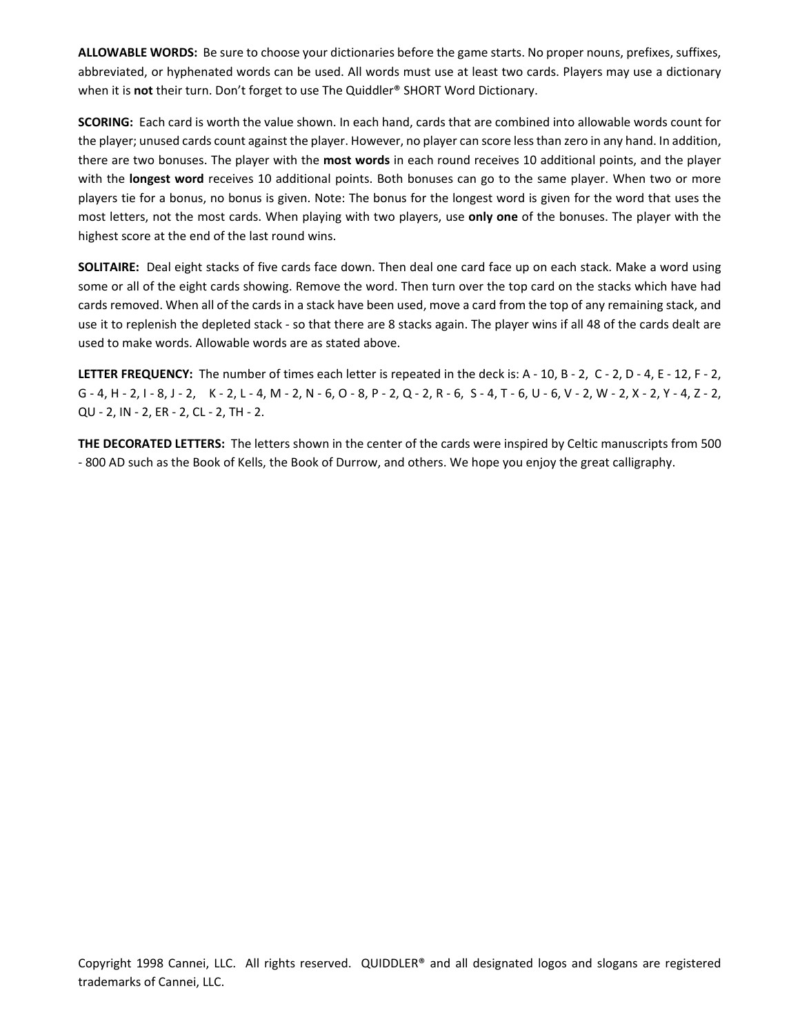**ALLOWABLE WORDS:** Be sure to choose your dictionaries before the game starts. No proper nouns, prefixes, suffixes, abbreviated, or hyphenated words can be used. All words must use at least two cards. Players may use a dictionary when it is **not** their turn. Don't forget to use The Quiddler® SHORT Word Dictionary.

**SCORING:** Each card is worth the value shown. In each hand, cards that are combined into allowable words count for the player; unused cards count against the player. However, no player can score less than zero in any hand. In addition, there are two bonuses. The player with the **most words** in each round receives 10 additional points, and the player with the **longest word** receives 10 additional points. Both bonuses can go to the same player. When two or more players tie for a bonus, no bonus is given. Note: The bonus for the longest word is given for the word that uses the most letters, not the most cards. When playing with two players, use **only one** of the bonuses. The player with the highest score at the end of the last round wins.

**SOLITAIRE:** Deal eight stacks of five cards face down. Then deal one card face up on each stack. Make a word using some or all of the eight cards showing. Remove the word. Then turn over the top card on the stacks which have had cards removed. When all of the cards in a stack have been used, move a card from the top of any remaining stack, and use it to replenish the depleted stack - so that there are 8 stacks again. The player wins if all 48 of the cards dealt are used to make words. Allowable words are as stated above.

**LETTER FREQUENCY:** The number of times each letter is repeated in the deck is: A - 10, B - 2, C - 2, D - 4, E - 12, F - 2, G - 4, H - 2, I - 8, J - 2, K - 2, L - 4, M - 2, N - 6, O - 8, P - 2, Q - 2, R - 6, S - 4, T - 6, U - 6, V - 2, W - 2, X - 2, Y - 4, Z - 2, QU - 2, IN - 2, ER - 2, CL - 2, TH - 2.

**THE DECORATED LETTERS:** The letters shown in the center of the cards were inspired by Celtic manuscripts from 500 - 800 AD such as the Book of Kells, the Book of Durrow, and others. We hope you enjoy the great calligraphy.

Copyright 1998 Cannei, LLC. All rights reserved. QUIDDLER® and all designated logos and slogans are registered trademarks of Cannei, LLC.